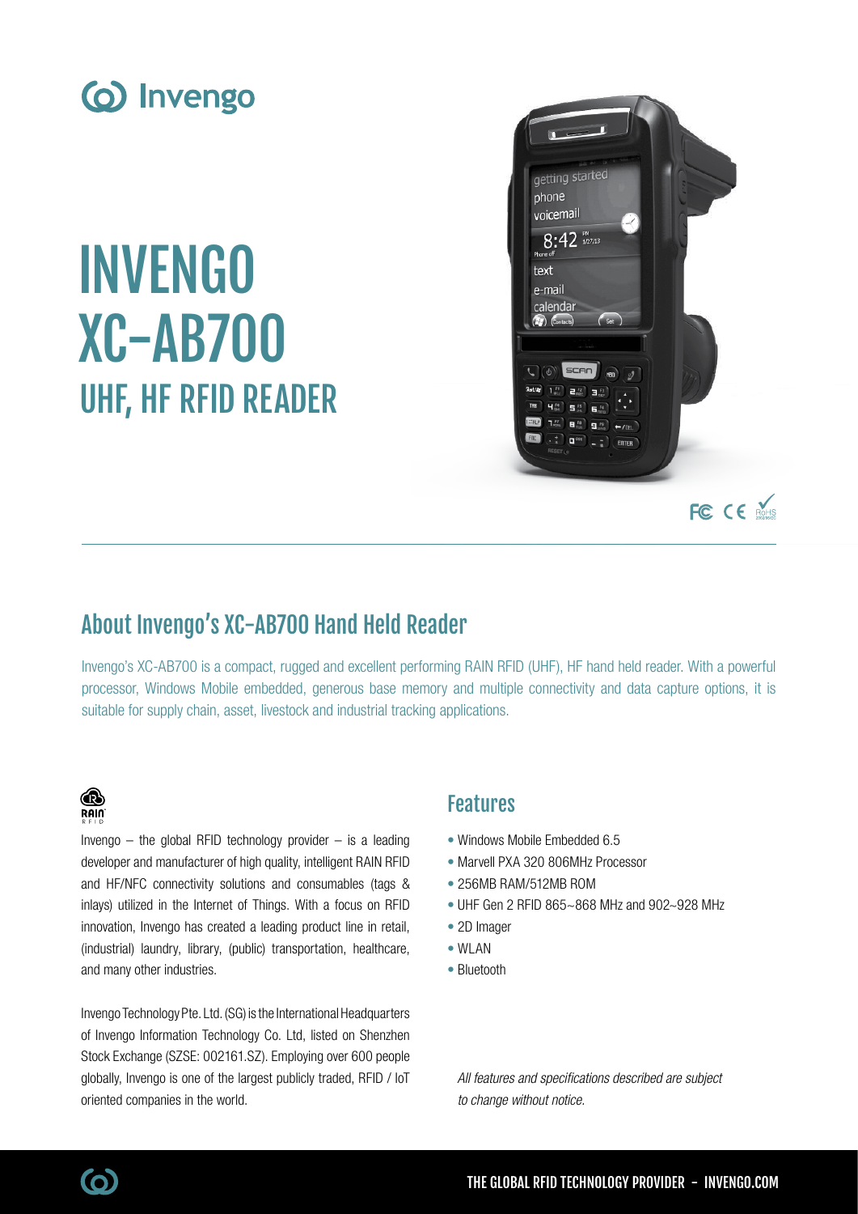# INVENGO XC-AB700

## UHF, HF RFID READER

## About Invengo's XC-AB700 Hand Held Reader

Invengo's XC-AB700 is a compact, rugged and excellent performing RAIN RFID (UHF), HF hand held reader. With a powerful processor, Windows Mobile embedded, generous base memory and multiple connectivity and data capture options, it is suitable for supply chain, asset, livestock and industrial tracking applications.

Invengo – the global RFID technology provider – is a leading developer and manufacturer of high quality, intelligent RAIN RFID and HF/NFC connectivity solutions and consumables (tags & inlays) utilized in the Internet of Things. With a focus on RFID innovation, Invengo has created a leading product line in retail, (industrial) laundry, library, (public) transportation, healthcare, and many other industries.

Invengo Technology Pte. Ltd. (SG) is the International Headquarters of Invengo Information Technology Co. Ltd, listed on Shenzhen Stock Exchange (SZSE: 002161.SZ). Employing over 600 people globally, Invengo is one of the largest publicly traded, RFID / IoT oriented companies in the world.

## Features

- Windows Mobile Embedded 6.5
- Marvell PXA 320 806MHz Processor
- 256MB RAM/512MB ROM
- UHF Gen 2 RFID 865~868 MHz and 902~928 MHz
- 2D Imager
- WLAN
- Bluetooth

*All features and specifications described are subject to change without notice.*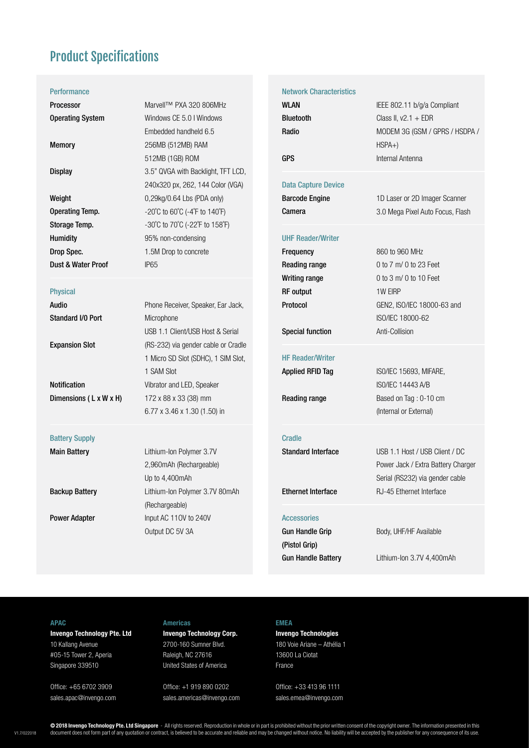# Product Specifications

### Performance

| | |
|---|---|
| **Processor** | Marvell™ PXA 320 806MHz |
| **Operating System** | Windows CE 5.0 I Windows Embedded handheld 6.5 |
| **Memory** | 256MB (512MB) RAM<br>512MB (1GB) ROM |
| **Display** | 3.5" QVGA with Backlight, TFT LCD, 240x320 px, 262, 144 Color (VGA) |
| **Weight** | 0,29kg/0.64 Lbs (PDA only) |
| **Operating Temp.** | -20˚C to 60˚C (-4˚F to 140˚F) |
| **Storage Temp.** | -30˚C to 70˚C (-22˚F to 158˚F) |
| **Humidity** | 95% non-condensing |
| **Drop Spec.** | 1.5M Drop to concrete |
| **Dust & Water Proof** | IP65 |

### Physical

| | |
|---|---|
| **Audio** | Phone Receiver, Speaker, Ear Jack, Microphone |
| **Standard I/0 Port** | USB 1.1 Client/USB Host & Serial (RS-232) via gender cable or Cradle |
| **Expansion Slot** | 1 Micro SD Slot (SDHC), 1 SIM Slot, 1 SAM Slot |
| **Notification** | Vibrator and LED, Speaker |
| **Dimensions ( L x W x H)** | 172 x 88 x 33 (38) mm<br>6.77 x 3.46 x 1.30 (1.50) in |

### Battery Supply

| | |
|---|---|
| **Main Battery** | Lithium-Ion Polymer 3.7V 2,960mAh (Rechargeable)<br>Up to 4,400mAh |
| **Backup Battery** | Lithium-Ion Polymer 3.7V 80mAh (Rechargeable) |
| **Power Adapter** | Input AC 110V to 240V<br>Output DC 5V 3A |

### Network Characteristics

| | |
|---|---|
| **WLAN** | IEEE 802.11 b/g/a Compliant |
| **Bluetooth** | Class II, v2.1 + EDR |
| **Radio** | MODEM 3G (GSM / GPRS / HSDPA / HSPA+) |
| **GPS** | Internal Antenna |

### Data Capture Device

| | |
|---|---|
| **Barcode Engine** | 1D Laser or 2D Imager Scanner |
| **Camera** | 3.0 Mega Pixel Auto Focus, Flash |

### UHF Reader/Writer

| | |
|---|---|
| **Frequency** | 860 to 960 MHz |
| **Reading range** | 0 to 7 m/ 0 to 23 Feet |
| **Writing range** | 0 to 3 m/ 0 to 10 Feet |
| **RF output** | 1W EIRP |
| **Protocol** | GEN2, ISO/IEC 18000-63 and ISO/IEC 18000-62 |
| **Special function** | Anti-Collision |

### HF Reader/Writer

| | |
|---|---|
| **Applied RFID Tag** | ISO/IEC 15693, MIFARE, ISO/IEC 14443 A/B |
| **Reading range** | Based on Tag : 0-10 cm (Internal or External) |

### Cradle

| | |
|---|---|
| **Standard Interface** | USB 1.1 Host / USB Client / DC Power Jack / Extra Battery Charger Serial (RS232) via gender cable |
| **Ethernet Interface** | RJ-45 Ethernet Interface |

### Accessories

| | |
|---|---|
| **Gun Handle Grip (Pistol Grip)** | Body, UHF/HF Available |
| **Gun Handle Battery** | Lithium-Ion 3.7V 4,400mAh |

**APAC**
**Invengo Technology Pte. Ltd**
10 Kallang Avenue
#05-15 Tower 2, Aperia
Singapore 339510

Office: +65 6702 3909
sales.apac@invengo.com

**Americas**
**Invengo Technology Corp.**
2700-160 Sumner Blvd.
Raleigh, NC 27616
United States of America

Office: +1 919 890 0202
sales.americas@invengo.com

**EMEA**
**Invengo Technologies**
180 Voie Ariane – Athélia 1
13600 La Ciotat
France

Office: +33 413 96 1111
sales.emea@invengo.com

**© 2018 Invengo Technology Pte. Ltd Singapore** - All rights reserved. Reproduction in whole or in part is prohibited without the prior written consent of the copyright owner. The information presented in this document does not form part of any quotation or contract, is believed to be accurate and reliable and may be changed without notice. No liability will be accepted by the publisher for any consequence of its use.

V1.7/022018